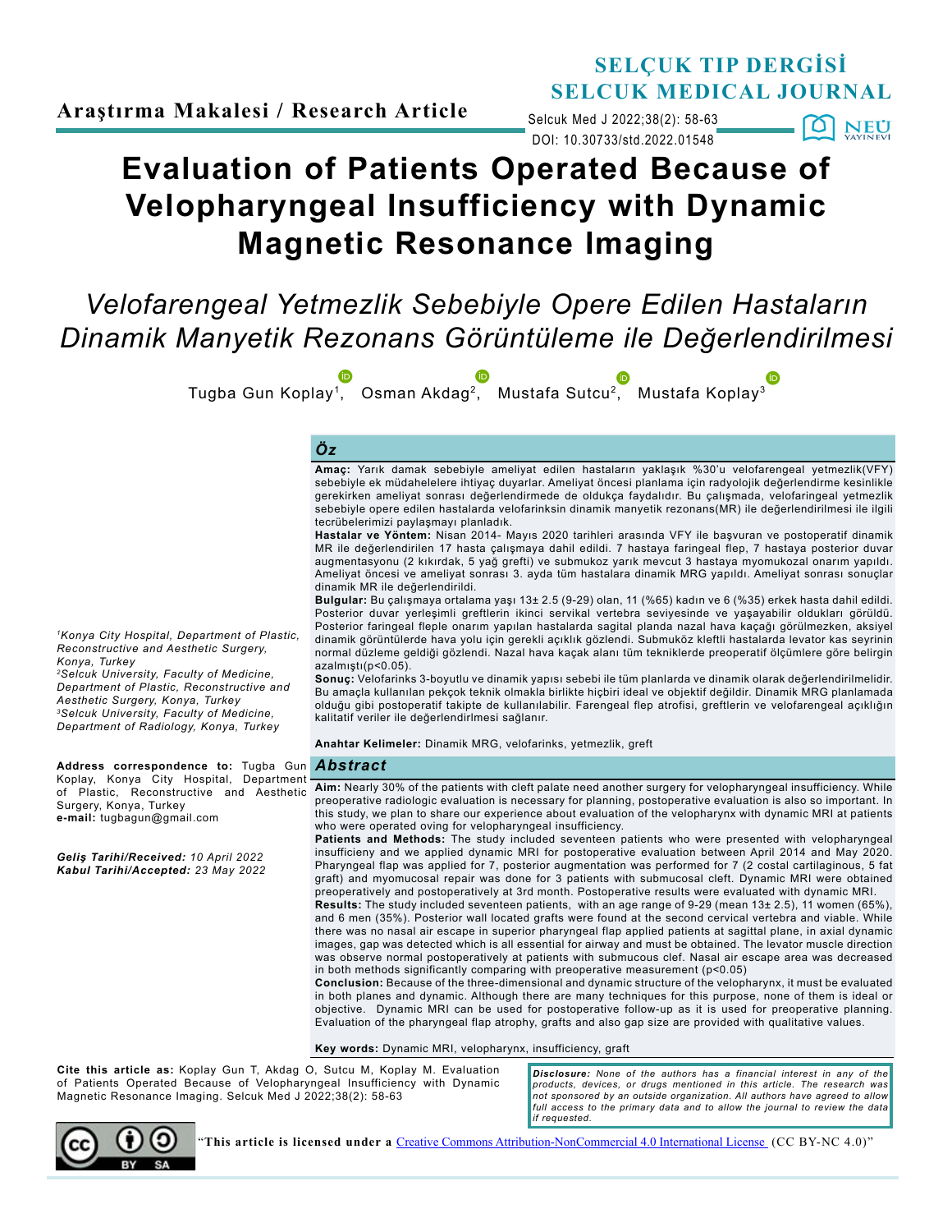Araştırma Makalesi / Research Article

DOI: 10.30733/std.2022.01548

# Evaluation of Patients Operated Because of Velopharyngeal Insufficiency with Dynamic Magnetic Resonance Imaging

## *Velofarengeal Yetmezlik Sebebiyle Opere Edilen Hastaların Dinamik Manyetik Rezonans Görüntüleme ile Değerlendirilmesi*

Tugba Gun Koplay[1], Osman Akdag[2], Mustafa Sutcu[2], Mustafa Koplay[3]

*[1]Konya City Hospital, Department of Plastic, Reconstructive and Aesthetic Surgery, Konya, Turkey*
*[2]Selcuk University, Faculty of Medicine, Department of Plastic, Reconstructive and Aesthetic Surgery, Konya, Turkey*
*[3]Selcuk University, Faculty of Medicine, Department of Radiology, Konya, Turkey*

**Address correspondence to:** Tugba Gun Koplay, Konya City Hospital, Department of Plastic, Reconstructive and Aesthetic Surgery, Konya, Turkey
**e-mail:** tugbagun@gmail.com

***Geliş Tarihi/Received:*** *10 April 2022*
***Kabul Tarihi/Accepted:*** *23 May 2022*

### *Öz*

**Amaç:** Yarık damak sebebiyle ameliyat edilen hastaların yaklaşık %30'u velofarengeal yetmezlik(VFY) sebebiyle ek müdahelelere ihtiyaç duyarlar. Ameliyat öncesi planlama için radyolojik değerlendirme kesinlikle gerekirken ameliyat sonrası değerlendirmede de oldukça faydalıdır. Bu çalışmada, velofaringeal yetmezlik sebebiyle opere edilen hastalarda velofarinksin dinamik manyetik rezonans(MR) ile değerlendirilmesi ile ilgili tecrübelerimizi paylaşmayı planladık.
**Hastalar ve Yöntem:** Nisan 2014- Mayıs 2020 tarihleri arasında VFY ile başvuran ve postoperatif dinamik MR ile değerlendirilen 17 hasta çalışmaya dahil edildi. 7 hastaya faringeal flep, 7 hastaya posterior duvar augmentasyonu (2 kıkırdak, 5 yağ grefti) ve submukoz yarık mevcut 3 hastaya myomukozal onarım yapıldı. Ameliyat öncesi ve ameliyat sonrası 3. ayda tüm hastalara dinamik MRG yapıldı. Ameliyat sonrası sonuçlar dinamik MR ile değerlendirildi.
**Bulgular:** Bu çalışmaya ortalama yaşı 13± 2.5 (9-29) olan, 11 (%65) kadın ve 6 (%35) erkek hasta dahil edildi. Posterior duvar yerleşimli greftlerin ikinci servikal vertebra seviyesinde ve yaşayabilir oldukları görüldü. Posterior faringeal fleple onarım yapılan hastalarda sagital planda nazal hava kaçağı görülmezken, aksiyel dinamik görüntülerde hava yolu için gerekli açıklık gözlendi. Submuköz kleftli hastalarda levator kas seyrinin normal düzleme geldiği gözlendi. Nazal hava kaçak alanı tüm tekniklerde preoperatif ölçümlere göre belirgin azalmıştı(p<0.05).
**Sonuç:** Velofarinks 3-boyutlu ve dinamik yapısı sebebi ile tüm planlarda ve dinamik olarak değerlendirilmelidir. Bu amaçla kullanılan pekçok teknik olmakla birlikte hiçbiri ideal ve objektif değildir. Dinamik MRG planlamada olduğu gibi postoperatif takipte de kullanılabilir. Farengeal flep atrofisi, greftlerin ve velofarengeal açıklığın kalitatif veriler ile değerlendirilmesi sağlanır.

**Anahtar Kelimeler:** Dinamik MRG, velofarinks, yetmezlik, greft

### *Abstract*

**Aim:** Nearly 30% of the patients with cleft palate need another surgery for velopharyngeal insufficiency. While preoperative radiologic evaluation is necessary for planning, postoperative evaluation is also so important. In this study, we plan to share our experience about evaluation of the velopharynx with dynamic MRI at patients who were operated oving for velopharyngeal insufficiency.
**Patients and Methods:** The study included seventeen patients who were presented with velopharyngeal insufficieny and we applied dynamic MRI for postoperative evaluation between April 2014 and May 2020. Pharyngeal flap was applied for 7, posterior augmentation was performed for 7 (2 costal cartilaginous, 5 fat graft) and myomucosal repair was done for 3 patients with submucosal cleft. Dynamic MRI were obtained preoperatively and postoperatively at 3rd month. Postoperative results were evaluated with dynamic MRI.
**Results:** The study included seventeen patients, with an age range of 9-29 (mean 13± 2.5), 11 women (65%), and 6 men (35%). Posterior wall located grafts were found at the second cervical vertebra and viable. While there was no nasal air escape in superior pharyngeal flap applied patients at sagittal plane, in axial dynamic images, gap was detected which is all essential for airway and must be obtained. The levator muscle direction was observe normal postoperatively at patients with submucous clef. Nasal air escape area was decreased in both methods significantly comparing with preoperative measurement (p<0.05)
**Conclusion:** Because of the three-dimensional and dynamic structure of the velopharynx, it must be evaluated in both planes and dynamic. Although there are many techniques for this purpose, none of them is ideal or objective. Dynamic MRI can be used for postoperative follow-up as it is used for preoperative planning. Evaluation of the pharyngeal flap atrophy, grafts and also gap size are provided with qualitative values.

**Key words:** Dynamic MRI, velopharynx, insufficiency, graft

**Cite this article as:** Koplay Gun T, Akdag O, Sutcu M, Koplay M. Evaluation of Patients Operated Because of Velopharyngeal Insufficiency with Dynamic Magnetic Resonance Imaging. Selcuk Med J 2022;38(2): 58-63

***Disclosure:*** *None of the authors has a financial interest in any of the products, devices, or drugs mentioned in this article. The research was not sponsored by an outside organization. All authors have agreed to allow full access to the primary data and to allow the journal to review the data if requested.*

"**This article is licensed under a** Creative Commons Attribution-NonCommercial 4.0 International License (CC BY-NC 4.0)"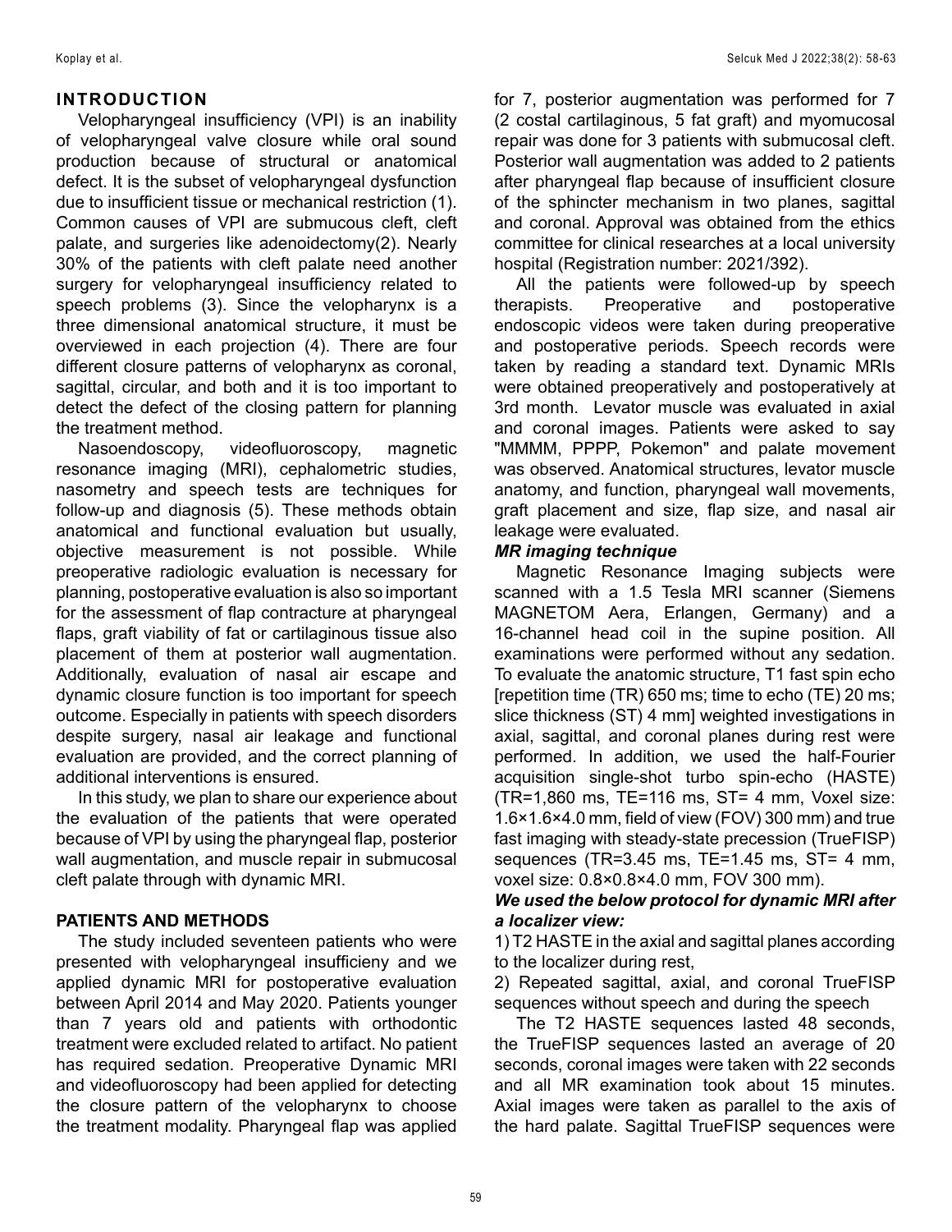## INTRODUCTION

Velopharyngeal insufficiency (VPI) is an inability of velopharyngeal valve closure while oral sound production because of structural or anatomical defect. It is the subset of velopharyngeal dysfunction due to insufficient tissue or mechanical restriction (1). Common causes of VPI are submucous cleft, cleft palate, and surgeries like adenoidectomy(2). Nearly 30% of the patients with cleft palate need another surgery for velopharyngeal insufficiency related to speech problems (3). Since the velopharynx is a three dimensional anatomical structure, it must be overviewed in each projection (4). There are four different closure patterns of velopharynx as coronal, sagittal, circular, and both and it is too important to detect the defect of the closing pattern for planning the treatment method.

Nasoendoscopy, videofluoroscopy, magnetic resonance imaging (MRI), cephalometric studies, nasometry and speech tests are techniques for follow-up and diagnosis (5). These methods obtain anatomical and functional evaluation but usually, objective measurement is not possible. While preoperative radiologic evaluation is necessary for planning, postoperative evaluation is also so important for the assessment of flap contracture at pharyngeal flaps, graft viability of fat or cartilaginous tissue also placement of them at posterior wall augmentation. Additionally, evaluation of nasal air escape and dynamic closure function is too important for speech outcome. Especially in patients with speech disorders despite surgery, nasal air leakage and functional evaluation are provided, and the correct planning of additional interventions is ensured.

In this study, we plan to share our experience about the evaluation of the patients that were operated because of VPI by using the pharyngeal flap, posterior wall augmentation, and muscle repair in submucosal cleft palate through with dynamic MRI.

## PATIENTS AND METHODS

The study included seventeen patients who were presented with velopharyngeal insufficieny and we applied dynamic MRI for postoperative evaluation between April 2014 and May 2020. Patients younger than 7 years old and patients with orthodontic treatment were excluded related to artifact. No patient has required sedation. Preoperative Dynamic MRI and videofluoroscopy had been applied for detecting the closure pattern of the velopharynx to choose the treatment modality. Pharyngeal flap was applied for 7, posterior augmentation was performed for 7 (2 costal cartilaginous, 5 fat graft) and myomucosal repair was done for 3 patients with submucosal cleft. Posterior wall augmentation was added to 2 patients after pharyngeal flap because of insufficient closure of the sphincter mechanism in two planes, sagittal and coronal. Approval was obtained from the ethics committee for clinical researches at a local university hospital (Registration number: 2021/392).

All the patients were followed-up by speech therapists. Preoperative and postoperative endoscopic videos were taken during preoperative and postoperative periods. Speech records were taken by reading a standard text. Dynamic MRIs were obtained preoperatively and postoperatively at 3rd month. Levator muscle was evaluated in axial and coronal images. Patients were asked to say "MMMM, PPPP, Pokemon" and palate movement was observed. Anatomical structures, levator muscle anatomy, and function, pharyngeal wall movements, graft placement and size, flap size, and nasal air leakage were evaluated.

### *MR imaging technique*

Magnetic Resonance Imaging subjects were scanned with a 1.5 Tesla MRI scanner (Siemens MAGNETOM Aera, Erlangen, Germany) and a 16-channel head coil in the supine position. All examinations were performed without any sedation. To evaluate the anatomic structure, T1 fast spin echo [repetition time (TR) 650 ms; time to echo (TE) 20 ms; slice thickness (ST) 4 mm] weighted investigations in axial, sagittal, and coronal planes during rest were performed. In addition, we used the half-Fourier acquisition single-shot turbo spin-echo (HASTE) (TR=1,860 ms, TE=116 ms, ST= 4 mm, Voxel size: 1.6×1.6×4.0 mm, field of view (FOV) 300 mm) and true fast imaging with steady-state precession (TrueFISP) sequences (TR=3.45 ms, TE=1.45 ms, ST= 4 mm, voxel size: 0.8×0.8×4.0 mm, FOV 300 mm).

***We used the below protocol for dynamic MRI after a localizer view:***

1) T2 HASTE in the axial and sagittal planes according to the localizer during rest,

2) Repeated sagittal, axial, and coronal TrueFISP sequences without speech and during the speech

The T2 HASTE sequences lasted 48 seconds, the TrueFISP sequences lasted an average of 20 seconds, coronal images were taken with 22 seconds and all MR examination took about 15 minutes. Axial images were taken as parallel to the axis of the hard palate. Sagittal TrueFISP sequences were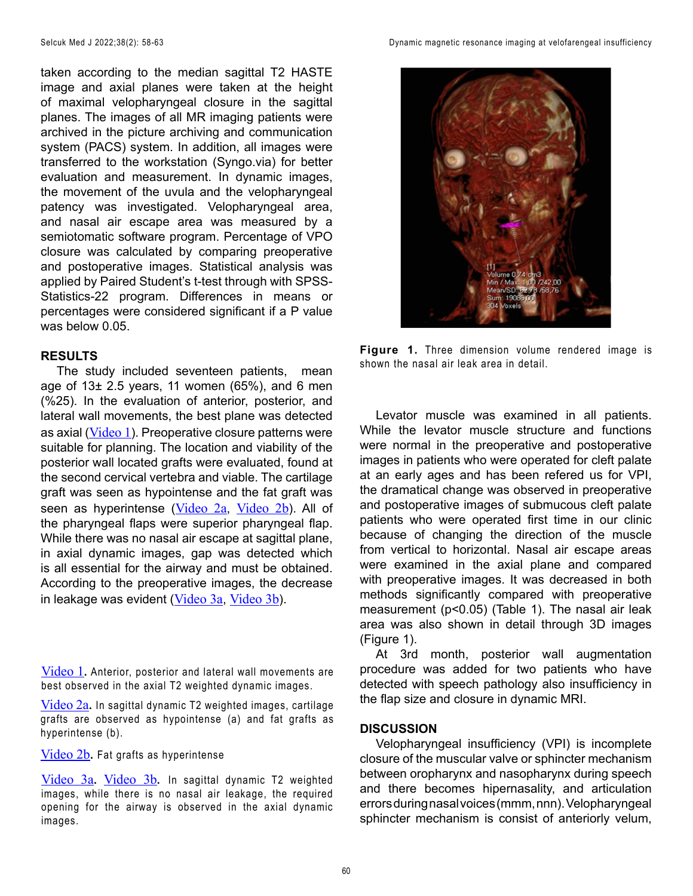taken according to the median sagittal T2 HASTE image and axial planes were taken at the height of maximal velopharyngeal closure in the sagittal planes. The images of all MR imaging patients were archived in the picture archiving and communication system (PACS) system. In addition, all images were transferred to the workstation (Syngo.via) for better evaluation and measurement. In dynamic images, the movement of the uvula and the velopharyngeal patency was investigated. Velopharyngeal area, and nasal air escape area was measured by a semiotomatic software program. Percentage of VPO closure was calculated by comparing preoperative and postoperative images. Statistical analysis was applied by Paired Student's t-test through with SPSS-Statistics-22 program. Differences in means or percentages were considered significant if a P value was below 0.05.

## RESULTS

The study included seventeen patients, mean age of 13± 2.5 years, 11 women (65%), and 6 men (%25). In the evaluation of anterior, posterior, and lateral wall movements, the best plane was detected as axial (Video 1). Preoperative closure patterns were suitable for planning. The location and viability of the posterior wall located grafts were evaluated, found at the second cervical vertebra and viable. The cartilage graft was seen as hypointense and the fat graft was seen as hyperintense (Video 2a, Video 2b). All of the pharyngeal flaps were superior pharyngeal flap. While there was no nasal air escape at sagittal plane, in axial dynamic images, gap was detected which is all essential for the airway and must be obtained. According to the preoperative images, the decrease in leakage was evident (Video 3a, Video 3b).

**Video 1.** Anterior, posterior and lateral wall movements are best observed in the axial T2 weighted dynamic images.

**Video 2a.** In sagittal dynamic T2 weighted images, cartilage grafts are observed as hypointense (a) and fat grafts as hyperintense (b).

**Video 2b.** Fat grafts as hyperintense

**Video 3a. Video 3b.** In sagittal dynamic T2 weighted images, while there is no nasal air leakage, the required opening for the airway is observed in the axial dynamic images.

**Figure 1.** Three dimension volume rendered image is shown the nasal air leak area in detail.

Levator muscle was examined in all patients. While the levator muscle structure and functions were normal in the preoperative and postoperative images in patients who were operated for cleft palate at an early ages and has been refered us for VPI, the dramatical change was observed in preoperative and postoperative images of submucous cleft palate patients who were operated first time in our clinic because of changing the direction of the muscle from vertical to horizontal. Nasal air escape areas were examined in the axial plane and compared with preoperative images. It was decreased in both methods significantly compared with preoperative measurement ($p<0.05$) (Table 1). The nasal air leak area was also shown in detail through 3D images (Figure 1).

At 3rd month, posterior wall augmentation procedure was added for two patients who have detected with speech pathology also insufficiency in the flap size and closure in dynamic MRI.

## DISCUSSION

Velopharyngeal insufficiency (VPI) is incomplete closure of the muscular valve or sphincter mechanism between oropharynx and nasopharynx during speech and there becomes hipernasality, and articulation errors during nasal voices (mmm, nnn). Velopharyngeal sphincter mechanism is consist of anteriorly velum,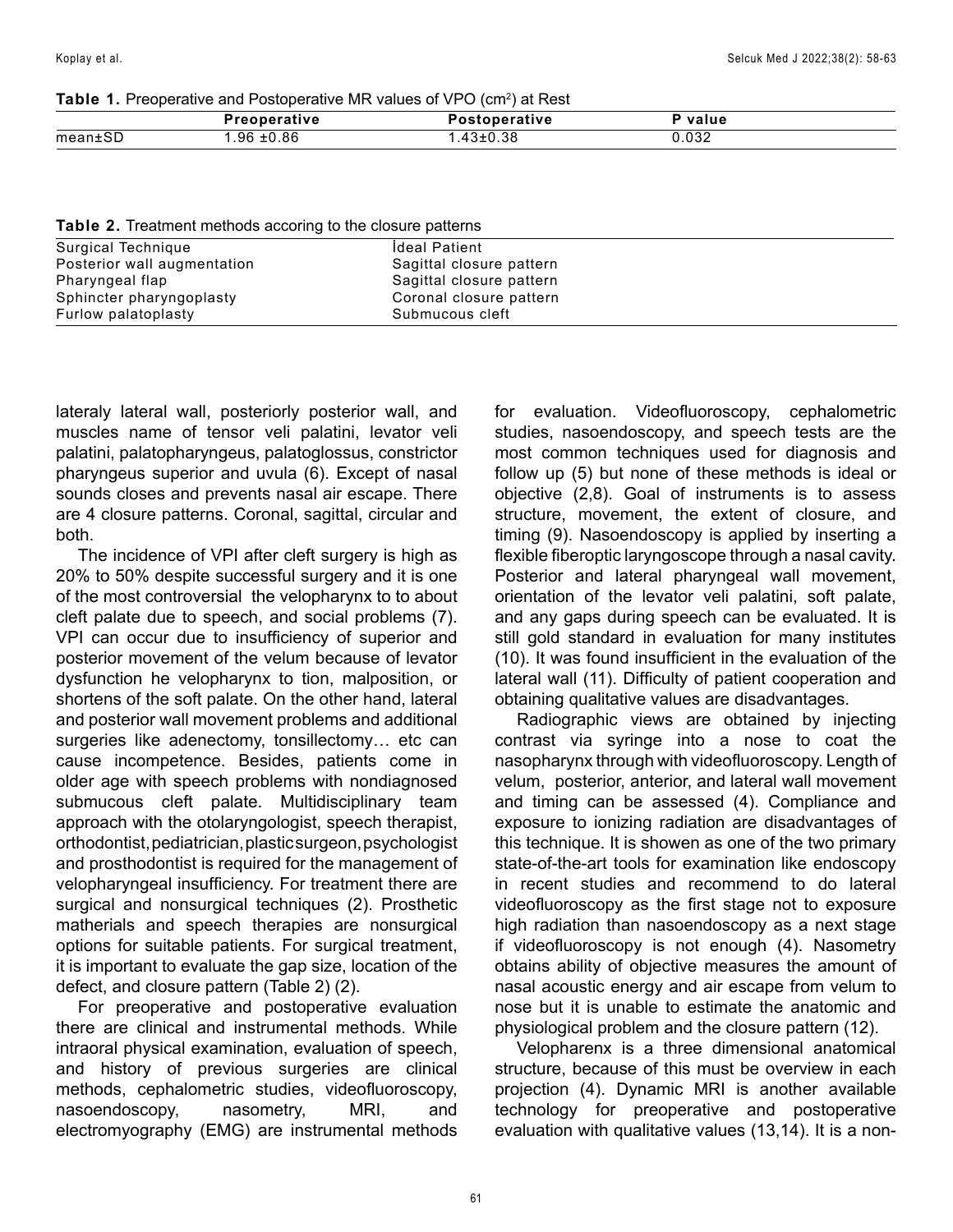**Table 1.** Preoperative and Postoperative MR values of VPO ($cm^2$) at Rest

| | Preoperative | Postoperative | P value |
|---|---|---|---|
| mean±SD | 1.96 ±0.86 | 1.43±0.38 | 0.032 |

**Table 2.** Treatment methods accoring to the closure patterns

| Surgical Technique | İdeal Patient |
|---|---|
| Posterior wall augmentation | Sagittal closure pattern |
| Pharyngeal flap | Sagittal closure pattern |
| Sphincter pharyngoplasty | Coronal closure pattern |
| Furlow palatoplasty | Submucous cleft |

lateraly lateral wall, posteriorly posterior wall, and muscles name of tensor veli palatini, levator veli palatini, palatopharyngeus, palatoglossus, constrictor pharyngeus superior and uvula (6). Except of nasal sounds closes and prevents nasal air escape. There are 4 closure patterns. Coronal, sagittal, circular and both.

The incidence of VPI after cleft surgery is high as 20% to 50% despite successful surgery and it is one of the most controversial the velopharynx to to about cleft palate due to speech, and social problems (7). VPI can occur due to insufficiency of superior and posterior movement of the velum because of levator dysfunction he velopharynx to tion, malposition, or shortens of the soft palate. On the other hand, lateral and posterior wall movement problems and additional surgeries like adenectomy, tonsillectomy… etc can cause incompetence. Besides, patients come in older age with speech problems with nondiagnosed submucous cleft palate. Multidisciplinary team approach with the otolaryngologist, speech therapist, orthodontist, pediatrician, plastic surgeon, psychologist and prosthodontist is required for the management of velopharyngeal insufficiency. For treatment there are surgical and nonsurgical techniques (2). Prosthetic matherials and speech therapies are nonsurgical options for suitable patients. For surgical treatment, it is important to evaluate the gap size, location of the defect, and closure pattern (Table 2) (2).

For preoperative and postoperative evaluation there are clinical and instrumental methods. While intraoral physical examination, evaluation of speech, and history of previous surgeries are clinical methods, cephalometric studies, videofluoroscopy, nasoendoscopy, nasometry, MRI, and electromyography (EMG) are instrumental methods for evaluation. Videofluoroscopy, cephalometric studies, nasoendoscopy, and speech tests are the most common techniques used for diagnosis and follow up (5) but none of these methods is ideal or objective (2,8). Goal of instruments is to assess structure, movement, the extent of closure, and timing (9). Nasoendoscopy is applied by inserting a flexible fiberoptic laryngoscope through a nasal cavity. Posterior and lateral pharyngeal wall movement, orientation of the levator veli palatini, soft palate, and any gaps during speech can be evaluated. It is still gold standard in evaluation for many institutes (10). It was found insufficient in the evaluation of the lateral wall (11). Difficulty of patient cooperation and obtaining qualitative values are disadvantages.

Radiographic views are obtained by injecting contrast via syringe into a nose to coat the nasopharynx through with videofluoroscopy. Length of velum, posterior, anterior, and lateral wall movement and timing can be assessed (4). Compliance and exposure to ionizing radiation are disadvantages of this technique. It is showen as one of the two primary state-of-the-art tools for examination like endoscopy in recent studies and recommend to do lateral videofluoroscopy as the first stage not to exposure high radiation than nasoendoscopy as a next stage if videofluoroscopy is not enough (4). Nasometry obtains ability of objective measures the amount of nasal acoustic energy and air escape from velum to nose but it is unable to estimate the anatomic and physiological problem and the closure pattern (12).

Velopharenx is a three dimensional anatomical structure, because of this must be overview in each projection (4). Dynamic MRI is another available technology for preoperative and postoperative evaluation with qualitative values (13,14). It is a non-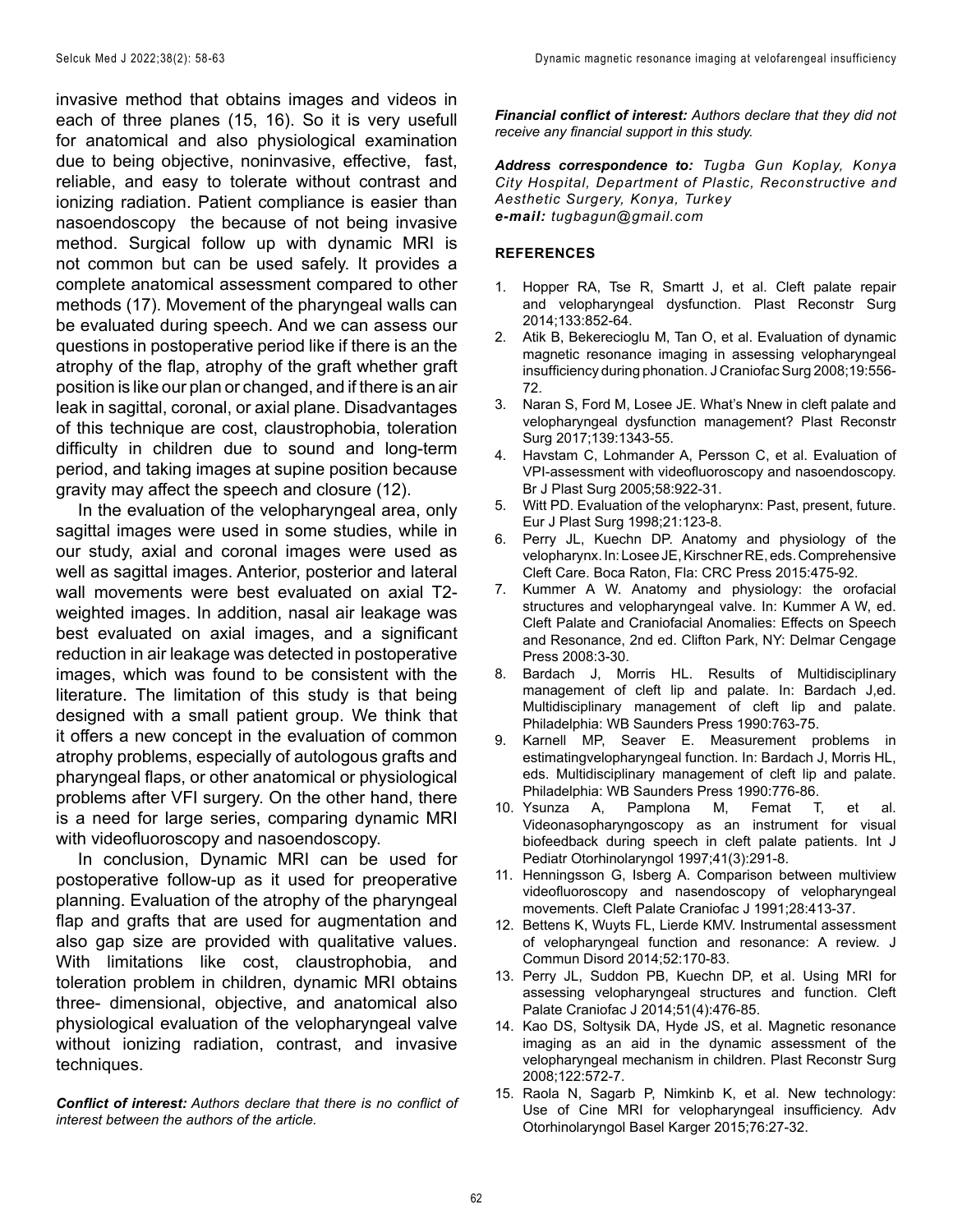invasive method that obtains images and videos in each of three planes (15, 16). So it is very usefull for anatomical and also physiological examination due to being objective, noninvasive, effective, fast, reliable, and easy to tolerate without contrast and ionizing radiation. Patient compliance is easier than nasoendoscopy the because of not being invasive method. Surgical follow up with dynamic MRI is not common but can be used safely. It provides a complete anatomical assessment compared to other methods (17). Movement of the pharyngeal walls can be evaluated during speech. And we can assess our questions in postoperative period like if there is an the atrophy of the flap, atrophy of the graft whether graft position is like our plan or changed, and if there is an air leak in sagittal, coronal, or axial plane. Disadvantages of this technique are cost, claustrophobia, toleration difficulty in children due to sound and long-term period, and taking images at supine position because gravity may affect the speech and closure (12).

In the evaluation of the velopharyngeal area, only sagittal images were used in some studies, while in our study, axial and coronal images were used as well as sagittal images. Anterior, posterior and lateral wall movements were best evaluated on axial T2-weighted images. In addition, nasal air leakage was best evaluated on axial images, and a significant reduction in air leakage was detected in postoperative images, which was found to be consistent with the literature. The limitation of this study is that being designed with a small patient group. We think that it offers a new concept in the evaluation of common atrophy problems, especially of autologous grafts and pharyngeal flaps, or other anatomical or physiological problems after VFI surgery. On the other hand, there is a need for large series, comparing dynamic MRI with videofluoroscopy and nasoendoscopy.

In conclusion, Dynamic MRI can be used for postoperative follow-up as it used for preoperative planning. Evaluation of the atrophy of the pharyngeal flap and grafts that are used for augmentation and also gap size are provided with qualitative values. With limitations like cost, claustrophobia, and toleration problem in children, dynamic MRI obtains three- dimensional, objective, and anatomical also physiological evaluation of the velopharyngeal valve without ionizing radiation, contrast, and invasive techniques.

***Conflict of interest:*** *Authors declare that there is no conflict of interest between the authors of the article.*

***Financial conflict of interest:*** *Authors declare that they did not receive any financial support in this study.*

***Address correspondence to:*** *Tugba Gun Koplay, Konya City Hospital, Department of Plastic, Reconstructive and Aesthetic Surgery, Konya, Turkey*
***e-mail:*** *tugbagun@gmail.com*

## REFERENCES

1. Hopper RA, Tse R, Smartt J, et al. Cleft palate repair and velopharyngeal dysfunction. Plast Reconstr Surg 2014;133:852-64.
2. Atik B, Bekerecioglu M, Tan O, et al. Evaluation of dynamic magnetic resonance imaging in assessing velopharyngeal insufficiency during phonation. J Craniofac Surg 2008;19:556-72.
3. Naran S, Ford M, Losee JE. What's Nnew in cleft palate and velopharyngeal dysfunction management? Plast Reconstr Surg 2017;139:1343-55.
4. Havstam C, Lohmander A, Persson C, et al. Evaluation of VPI-assessment with videofluoroscopy and nasoendoscopy. Br J Plast Surg 2005;58:922-31.
5. Witt PD. Evaluation of the velopharynx: Past, present, future. Eur J Plast Surg 1998;21:123-8.
6. Perry JL, Kuechn DP. Anatomy and physiology of the velopharynx. In: Losee JE, Kirschner RE, eds. Comprehensive Cleft Care. Boca Raton, Fla: CRC Press 2015:475-92.
7. Kummer A W. Anatomy and physiology: the orofacial structures and velopharyngeal valve. In: Kummer A W, ed. Cleft Palate and Craniofacial Anomalies: Effects on Speech and Resonance, 2nd ed. Clifton Park, NY: Delmar Cengage Press 2008:3-30.
8. Bardach J, Morris HL. Results of Multidisciplinary management of cleft lip and palate. In: Bardach J,ed. Multidisciplinary management of cleft lip and palate. Philadelphia: WB Saunders Press 1990:763-75.
9. Karnell MP, Seaver E. Measurement problems in estimatingvelopharyngeal function. In: Bardach J, Morris HL, eds. Multidisciplinary management of cleft lip and palate. Philadelphia: WB Saunders Press 1990:776-86.
10. Ysunza A, Pamplona M, Femat T, et al. Videonasopharyngoscopy as an instrument for visual biofeedback during speech in cleft palate patients. Int J Pediatr Otorhinolaryngol 1997;41(3):291-8.
11. Henningsson G, Isberg A. Comparison between multiview videofluoroscopy and nasendoscopy of velopharyngeal movements. Cleft Palate Craniofac J 1991;28:413-37.
12. Bettens K, Wuyts FL, Lierde KMV. Instrumental assessment of velopharyngeal function and resonance: A review. J Commun Disord 2014;52:170-83.
13. Perry JL, Suddon PB, Kuechn DP, et al. Using MRI for assessing velopharyngeal structures and function. Cleft Palate Craniofac J 2014;51(4):476-85.
14. Kao DS, Soltysik DA, Hyde JS, et al. Magnetic resonance imaging as an aid in the dynamic assessment of the velopharyngeal mechanism in children. Plast Reconstr Surg 2008;122:572-7.
15. Raola N, Sagarb P, Nimkinb K, et al. New technology: Use of Cine MRI for velopharyngeal insufficiency. Adv Otorhinolaryngol Basel Karger 2015;76:27-32.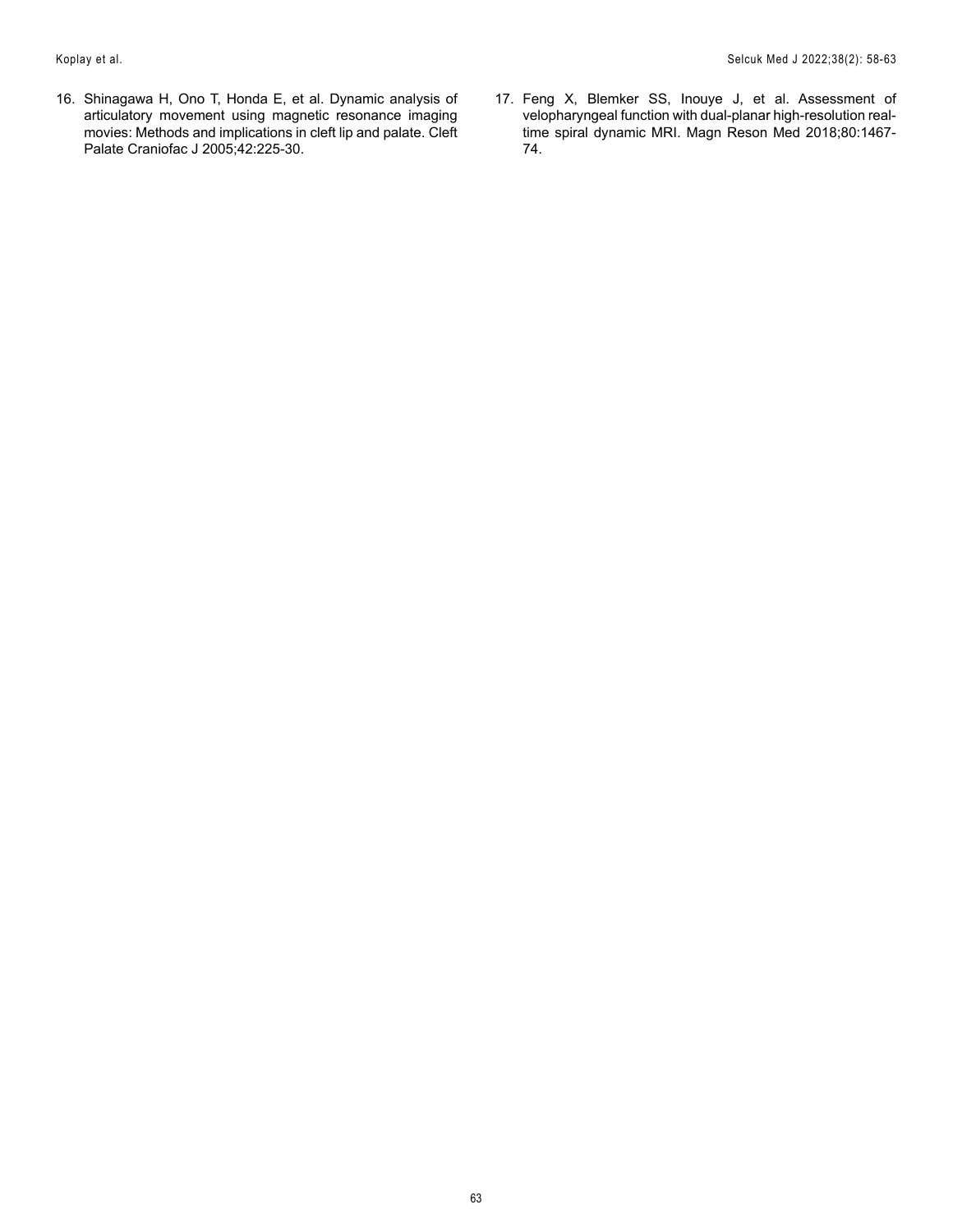16. Shinagawa H, Ono T, Honda E, et al. Dynamic analysis of articulatory movement using magnetic resonance imaging movies: Methods and implications in cleft lip and palate. Cleft Palate Craniofac J 2005;42:225-30.
17. Feng X, Blemker SS, Inouye J, et al. Assessment of velopharyngeal function with dual-planar high-resolution real-time spiral dynamic MRI. Magn Reson Med 2018;80:1467-74.